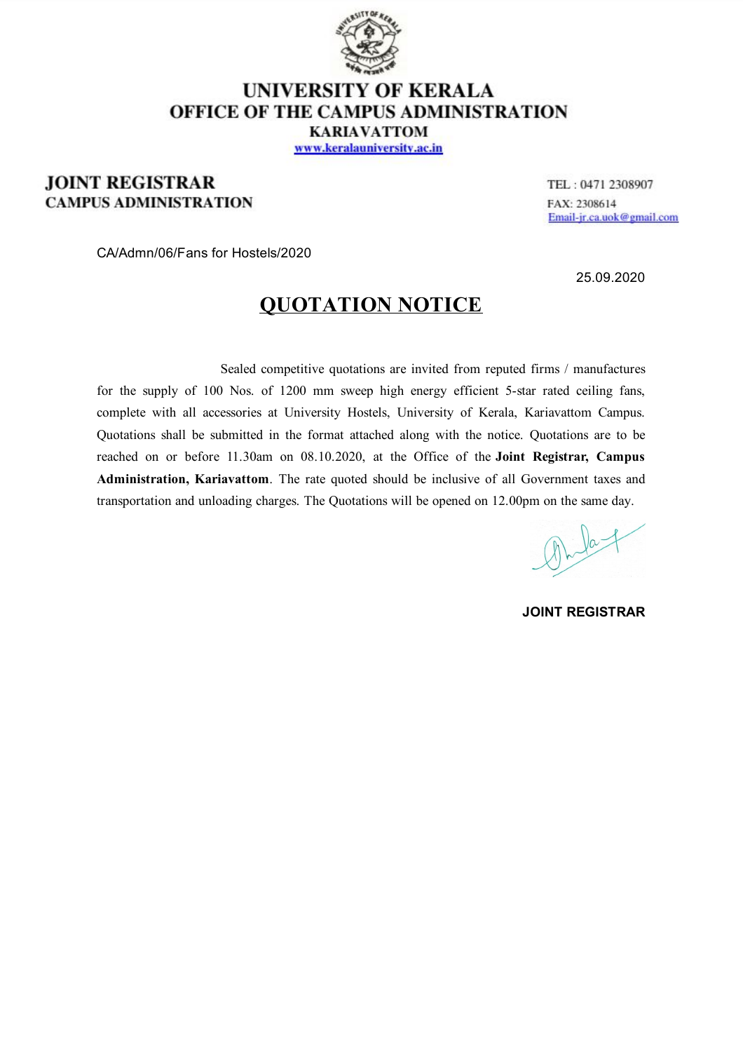# UNIVERSITY OF KERALA
## OFFICE OF THE CAMPUS ADMINISTRATION
### KARIAVATTOM

www.keralauniversity.ac.in

**JOINT REGISTRAR**
**CAMPUS ADMINISTRATION**

TEL : 0471 2308907
FAX: 2308614
Email-jr.ca.uok@gmail.com

CA/Admn/06/Fans for Hostels/2020

25.09.2020

## QUOTATION NOTICE

Sealed competitive quotations are invited from reputed firms / manufactures for the supply of 100 Nos. of 1200 mm sweep high energy efficient 5-star rated ceiling fans, complete with all accessories at University Hostels, University of Kerala, Kariavattom Campus. Quotations shall be submitted in the format attached along with the notice. Quotations are to be reached on or before 11.30am on 08.10.2020, at the Office of the **Joint Registrar, Campus Administration, Kariavattom**. The rate quoted should be inclusive of all Government taxes and transportation and unloading charges. The Quotations will be opened on 12.00pm on the same day.

**JOINT REGISTRAR**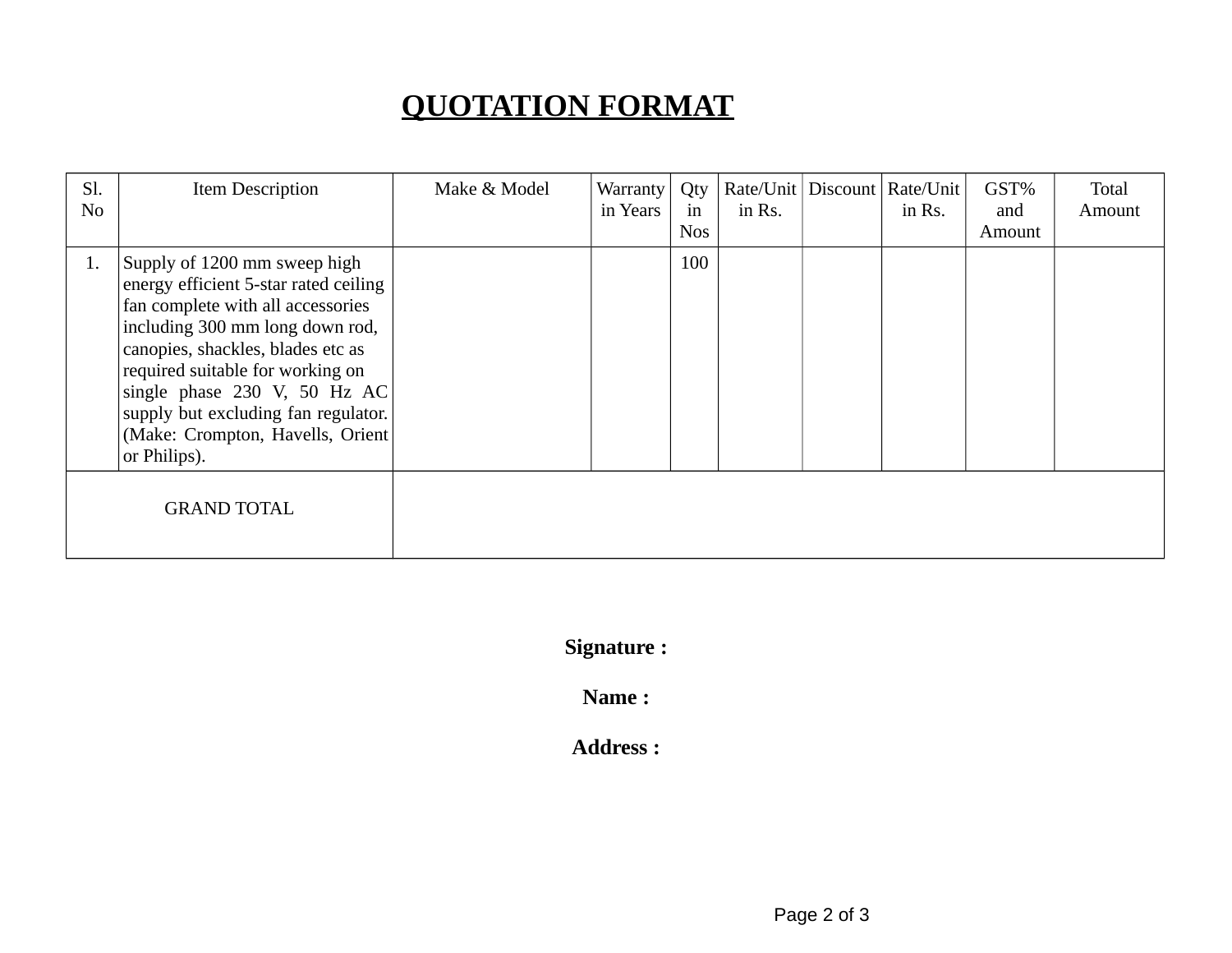# QUOTATION FORMAT

| Sl. No | Item Description | Make & Model | Warranty in Years | Qty in Nos | Rate/Unit in Rs. | Discount | Rate/Unit in Rs. | GST% and Amount | Total Amount |
|---|---|---|---|---|---|---|---|---|---|
| 1. | Supply of 1200 mm sweep high energy efficient 5-star rated ceiling fan complete with all accessories including 300 mm long down rod, canopies, shackles, blades etc as required suitable for working on single phase 230 V, 50 Hz AC supply but excluding fan regulator. (Make: Crompton, Havells, Orient or Philips). | | | 100 | | | | | |
| GRAND TOTAL | | | | | | | | | |

**Signature :**

**Name :**

**Address :**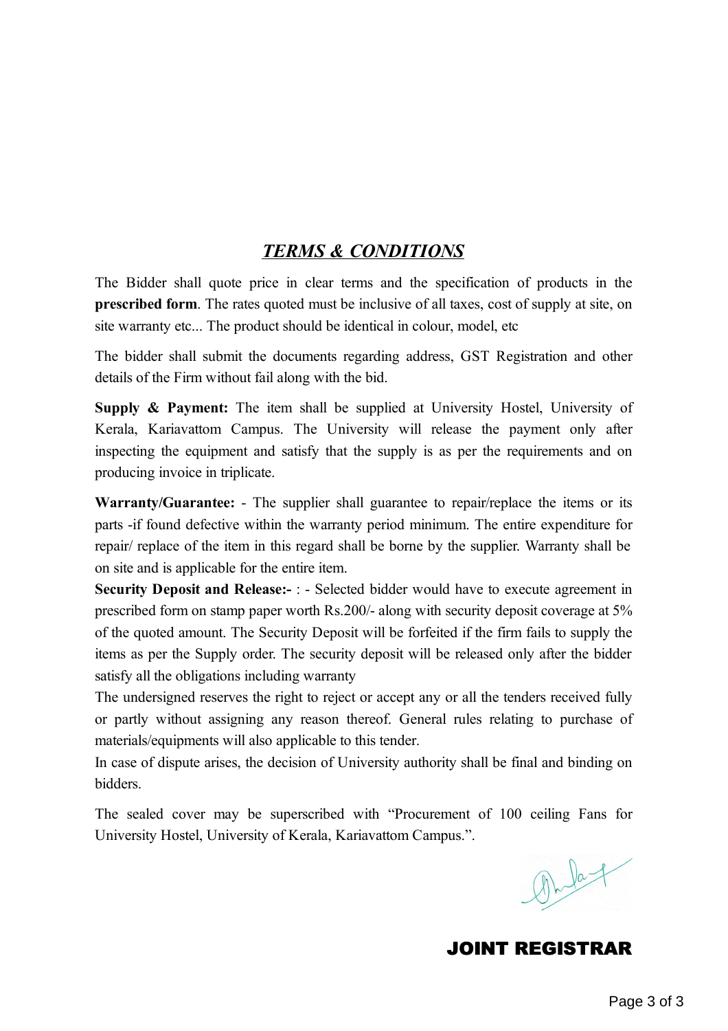## ***TERMS & CONDITIONS***

The Bidder shall quote price in clear terms and the specification of products in the **prescribed form**. The rates quoted must be inclusive of all taxes, cost of supply at site, on site warranty etc... The product should be identical in colour, model, etc

The bidder shall submit the documents regarding address, GST Registration and other details of the Firm without fail along with the bid.

**Supply & Payment:** The item shall be supplied at University Hostel, University of Kerala, Kariavattom Campus. The University will release the payment only after inspecting the equipment and satisfy that the supply is as per the requirements and on producing invoice in triplicate.

**Warranty/Guarantee:** - The supplier shall guarantee to repair/replace the items or its parts -if found defective within the warranty period minimum. The entire expenditure for repair/ replace of the item in this regard shall be borne by the supplier. Warranty shall be on site and is applicable for the entire item.

**Security Deposit and Release:-** : - Selected bidder would have to execute agreement in prescribed form on stamp paper worth Rs.200/- along with security deposit coverage at 5% of the quoted amount. The Security Deposit will be forfeited if the firm fails to supply the items as per the Supply order. The security deposit will be released only after the bidder satisfy all the obligations including warranty

The undersigned reserves the right to reject or accept any or all the tenders received fully or partly without assigning any reason thereof. General rules relating to purchase of materials/equipments will also applicable to this tender.

In case of dispute arises, the decision of University authority shall be final and binding on bidders.

The sealed cover may be superscribed with "Procurement of 100 ceiling Fans for University Hostel, University of Kerala, Kariavattom Campus.".

**JOINT REGISTRAR**